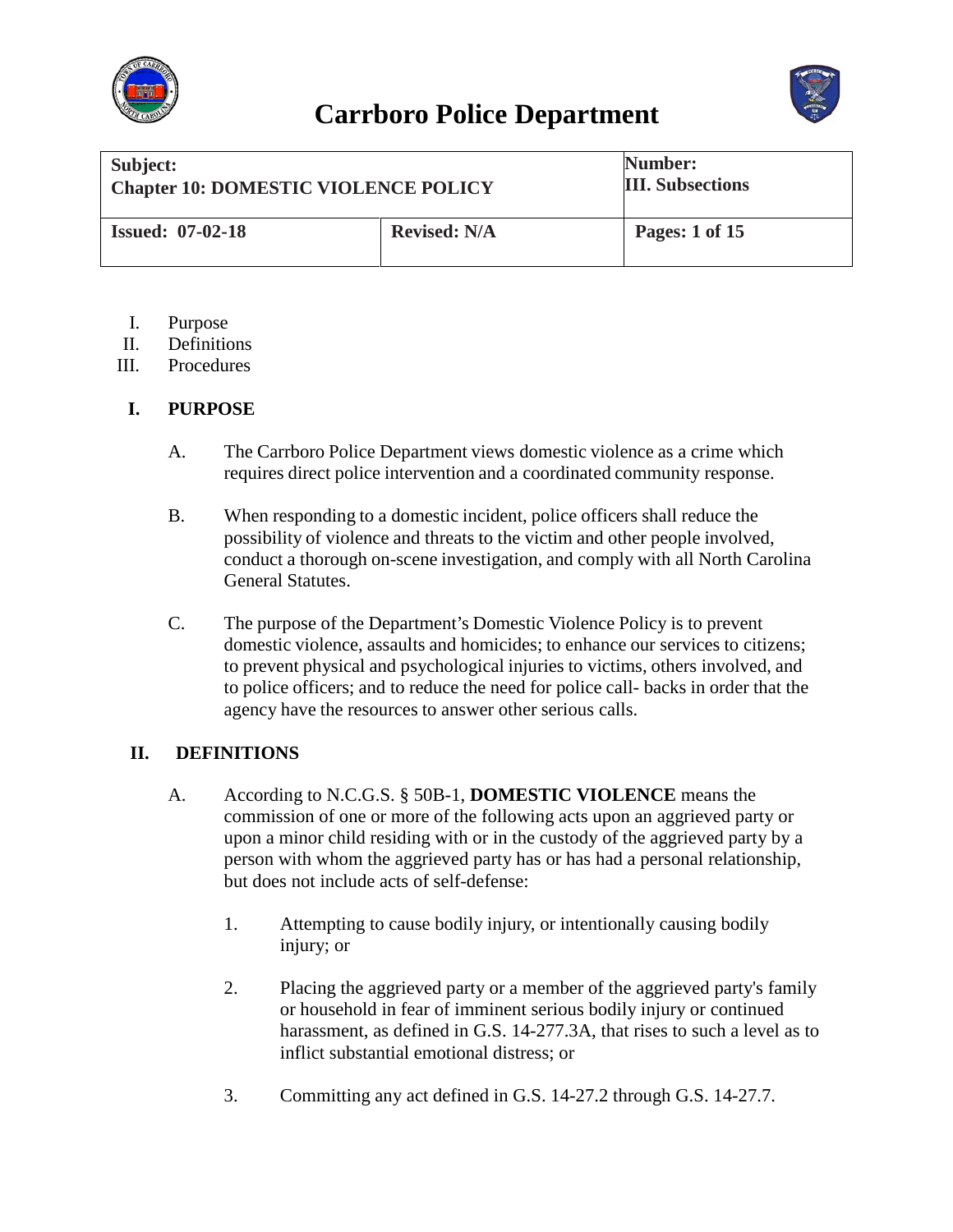# Carrboro Police Department

| Subject: Chapter 10: DOMESTIC VIOLENCE POLICY | | Number: III. Subsections |
|---|---|---|
| **Issued: 07-02-18** | **Revised: N/A** | **Pages: 1 of 15** |

I. Purpose
II. Definitions
III. Procedures

## I. PURPOSE

A. The Carrboro Police Department views domestic violence as a crime which requires direct police intervention and a coordinated community response.

B. When responding to a domestic incident, police officers shall reduce the possibility of violence and threats to the victim and other people involved, conduct a thorough on-scene investigation, and comply with all North Carolina General Statutes.

C. The purpose of the Department's Domestic Violence Policy is to prevent domestic violence, assaults and homicides; to enhance our services to citizens; to prevent physical and psychological injuries to victims, others involved, and to police officers; and to reduce the need for police call- backs in order that the agency have the resources to answer other serious calls.

## II. DEFINITIONS

A. According to N.C.G.S. § 50B-1, **DOMESTIC VIOLENCE** means the commission of one or more of the following acts upon an aggrieved party or upon a minor child residing with or in the custody of the aggrieved party by a person with whom the aggrieved party has or has had a personal relationship, but does not include acts of self-defense:

1. Attempting to cause bodily injury, or intentionally causing bodily injury; or

2. Placing the aggrieved party or a member of the aggrieved party's family or household in fear of imminent serious bodily injury or continued harassment, as defined in G.S. 14-277.3A, that rises to such a level as to inflict substantial emotional distress; or

3. Committing any act defined in G.S. 14-27.2 through G.S. 14-27.7.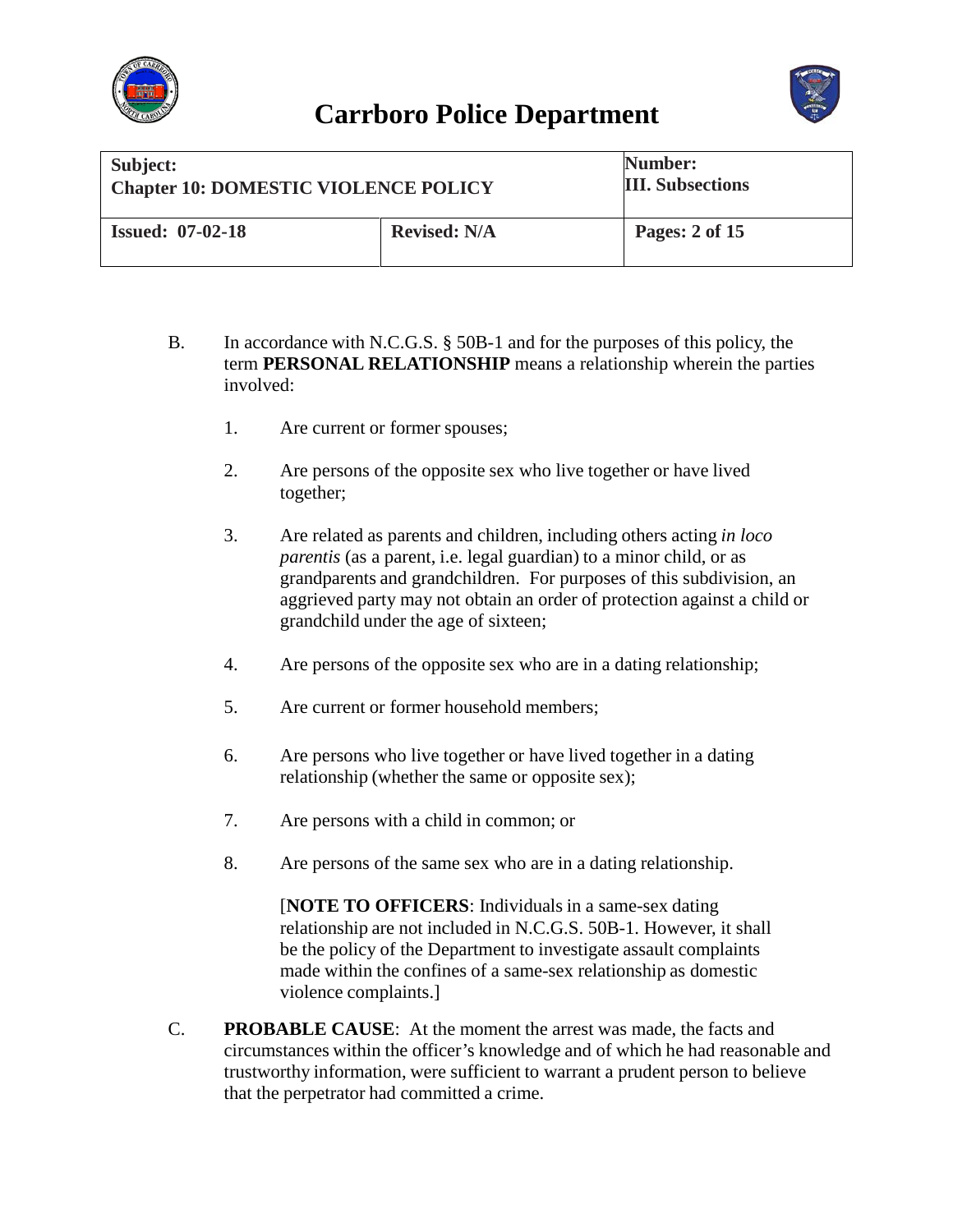B. In accordance with N.C.G.S. § 50B-1 and for the purposes of this policy, the term **PERSONAL RELATIONSHIP** means a relationship wherein the parties involved:

1. Are current or former spouses;

2. Are persons of the opposite sex who live together or have lived together;

3. Are related as parents and children, including others acting *in loco parentis* (as a parent, i.e. legal guardian) to a minor child, or as grandparents and grandchildren. For purposes of this subdivision, an aggrieved party may not obtain an order of protection against a child or grandchild under the age of sixteen;

4. Are persons of the opposite sex who are in a dating relationship;

5. Are current or former household members;

6. Are persons who live together or have lived together in a dating relationship (whether the same or opposite sex);

7. Are persons with a child in common; or

8. Are persons of the same sex who are in a dating relationship.

   [**NOTE TO OFFICERS**: Individuals in a same-sex dating relationship are not included in N.C.G.S. 50B-1. However, it shall be the policy of the Department to investigate assault complaints made within the confines of a same-sex relationship as domestic violence complaints.]

C. **PROBABLE CAUSE**: At the moment the arrest was made, the facts and circumstances within the officer's knowledge and of which he had reasonable and trustworthy information, were sufficient to warrant a prudent person to believe that the perpetrator had committed a crime.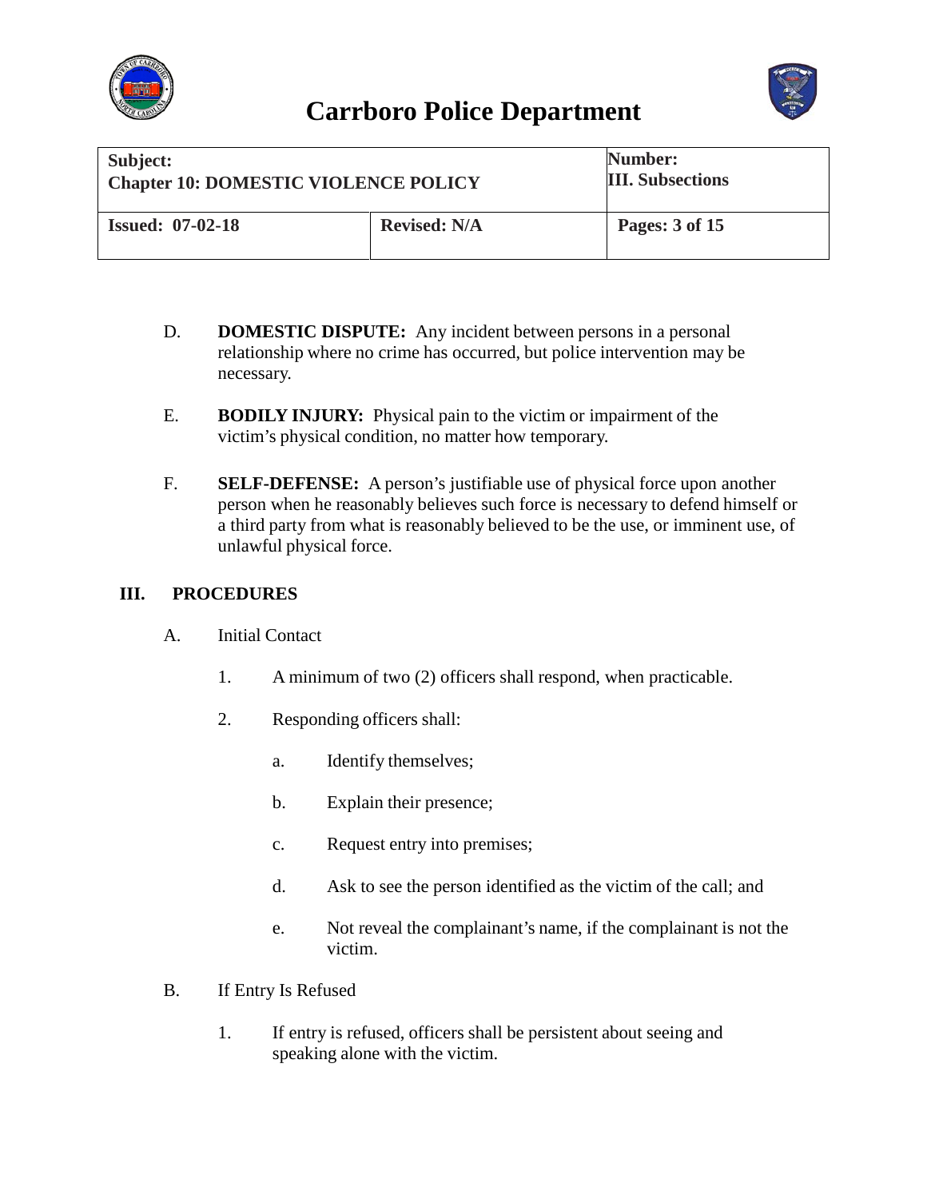D. **DOMESTIC DISPUTE:** Any incident between persons in a personal relationship where no crime has occurred, but police intervention may be necessary.

E. **BODILY INJURY:** Physical pain to the victim or impairment of the victim's physical condition, no matter how temporary.

F. **SELF-DEFENSE:** A person's justifiable use of physical force upon another person when he reasonably believes such force is necessary to defend himself or a third party from what is reasonably believed to be the use, or imminent use, of unlawful physical force.

## III. PROCEDURES

A. Initial Contact

1. A minimum of two (2) officers shall respond, when practicable.

2. Responding officers shall:

   a. Identify themselves;

   b. Explain their presence;

   c. Request entry into premises;

   d. Ask to see the person identified as the victim of the call; and

   e. Not reveal the complainant's name, if the complainant is not the victim.

B. If Entry Is Refused

1. If entry is refused, officers shall be persistent about seeing and speaking alone with the victim.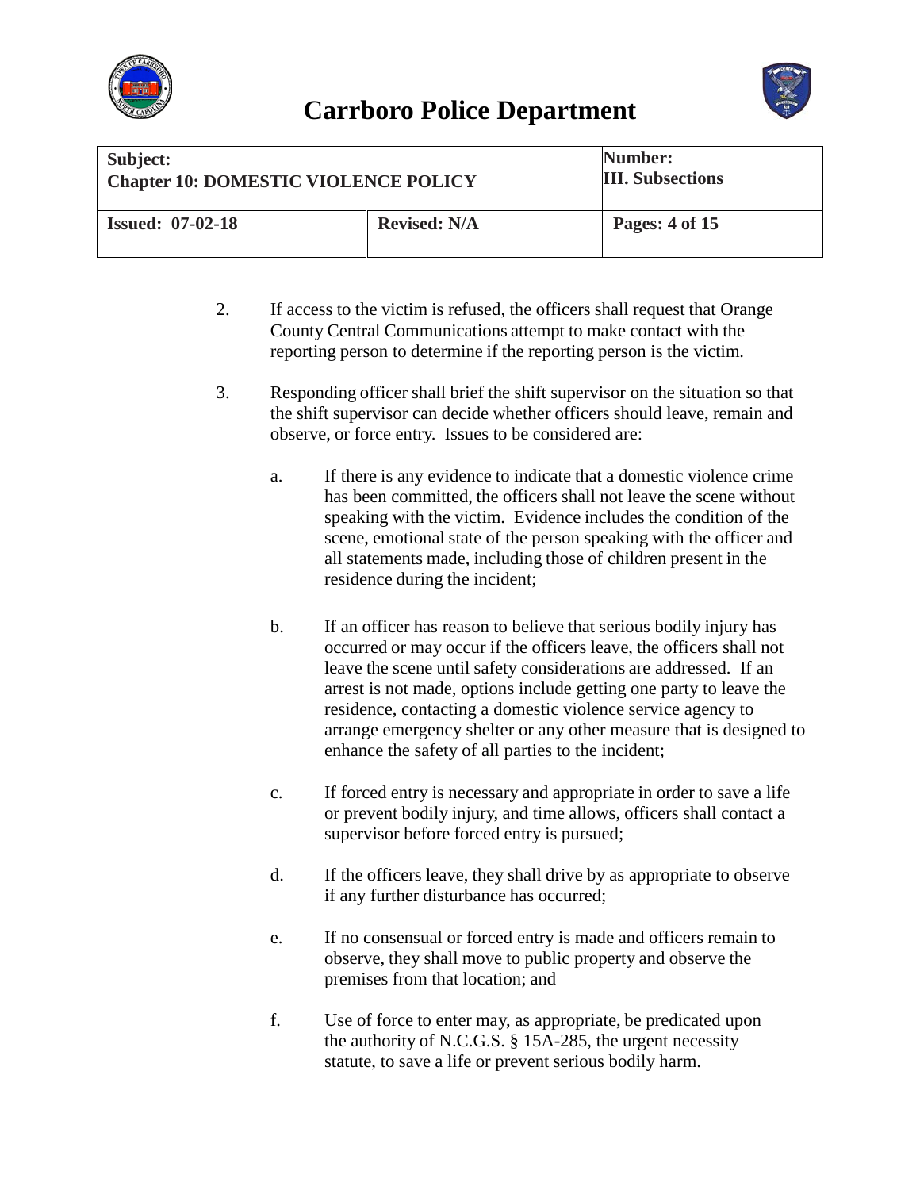2. If access to the victim is refused, the officers shall request that Orange County Central Communications attempt to make contact with the reporting person to determine if the reporting person is the victim.

3. Responding officer shall brief the shift supervisor on the situation so that the shift supervisor can decide whether officers should leave, remain and observe, or force entry. Issues to be considered are:

   a. If there is any evidence to indicate that a domestic violence crime has been committed, the officers shall not leave the scene without speaking with the victim. Evidence includes the condition of the scene, emotional state of the person speaking with the officer and all statements made, including those of children present in the residence during the incident;

   b. If an officer has reason to believe that serious bodily injury has occurred or may occur if the officers leave, the officers shall not leave the scene until safety considerations are addressed. If an arrest is not made, options include getting one party to leave the residence, contacting a domestic violence service agency to arrange emergency shelter or any other measure that is designed to enhance the safety of all parties to the incident;

   c. If forced entry is necessary and appropriate in order to save a life or prevent bodily injury, and time allows, officers shall contact a supervisor before forced entry is pursued;

   d. If the officers leave, they shall drive by as appropriate to observe if any further disturbance has occurred;

   e. If no consensual or forced entry is made and officers remain to observe, they shall move to public property and observe the premises from that location; and

   f. Use of force to enter may, as appropriate, be predicated upon the authority of N.C.G.S. § 15A-285, the urgent necessity statute, to save a life or prevent serious bodily harm.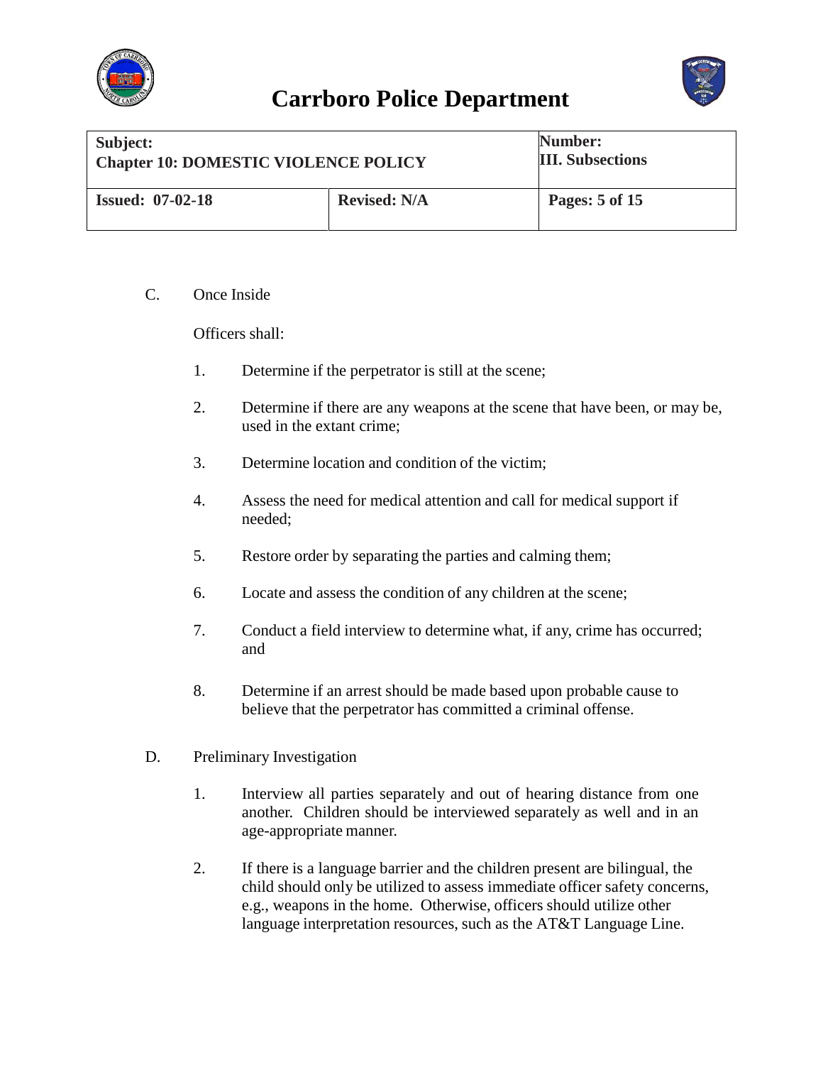C. Once Inside

Officers shall:

1. Determine if the perpetrator is still at the scene;

2. Determine if there are any weapons at the scene that have been, or may be, used in the extant crime;

3. Determine location and condition of the victim;

4. Assess the need for medical attention and call for medical support if needed;

5. Restore order by separating the parties and calming them;

6. Locate and assess the condition of any children at the scene;

7. Conduct a field interview to determine what, if any, crime has occurred; and

8. Determine if an arrest should be made based upon probable cause to believe that the perpetrator has committed a criminal offense.

D. Preliminary Investigation

1. Interview all parties separately and out of hearing distance from one another. Children should be interviewed separately as well and in an age-appropriate manner.

2. If there is a language barrier and the children present are bilingual, the child should only be utilized to assess immediate officer safety concerns, e.g., weapons in the home. Otherwise, officers should utilize other language interpretation resources, such as the AT&T Language Line.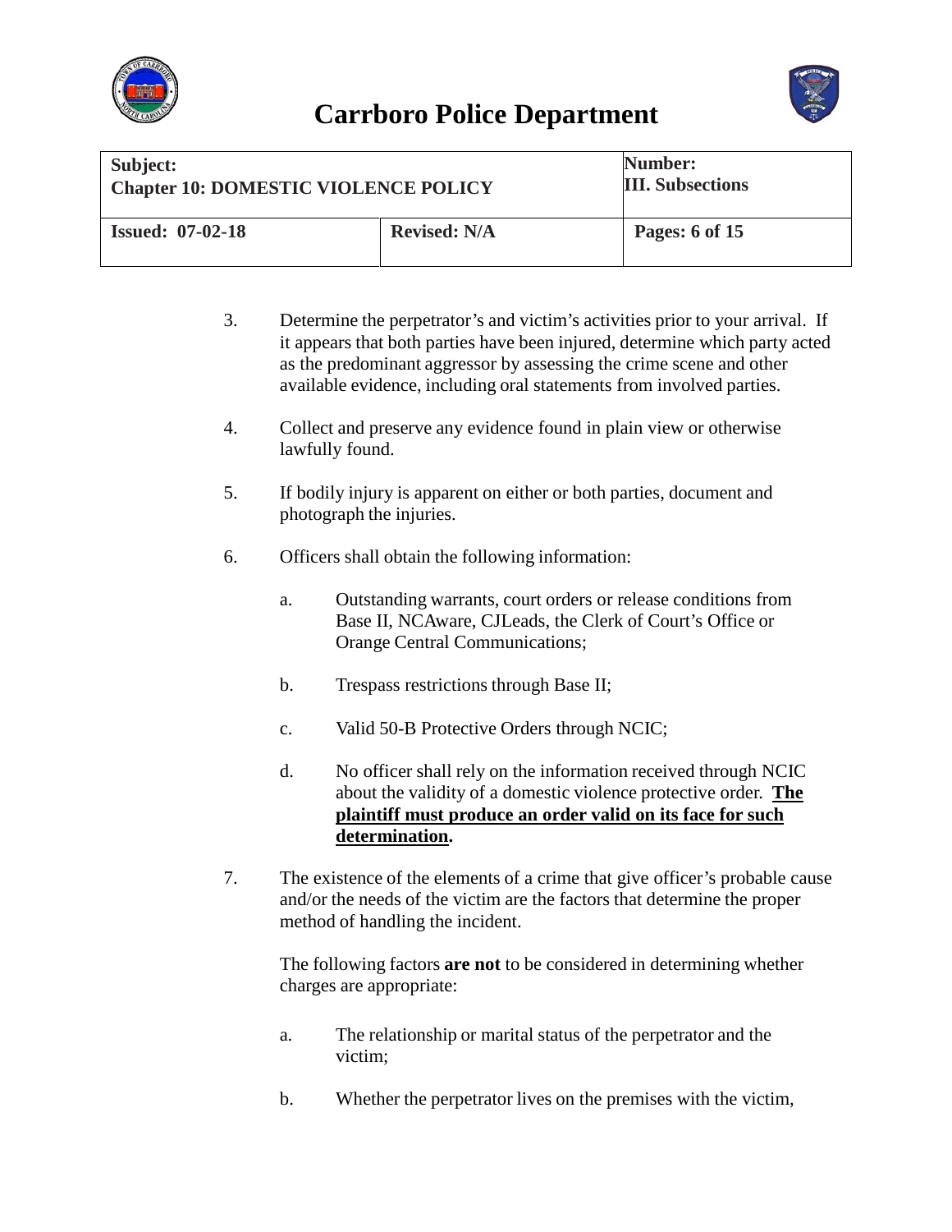3. Determine the perpetrator's and victim's activities prior to your arrival. If it appears that both parties have been injured, determine which party acted as the predominant aggressor by assessing the crime scene and other available evidence, including oral statements from involved parties.

4. Collect and preserve any evidence found in plain view or otherwise lawfully found.

5. If bodily injury is apparent on either or both parties, document and photograph the injuries.

6. Officers shall obtain the following information:

   a. Outstanding warrants, court orders or release conditions from Base II, NCAware, CJLeads, the Clerk of Court's Office or Orange Central Communications;

   b. Trespass restrictions through Base II;

   c. Valid 50-B Protective Orders through NCIC;

   d. No officer shall rely on the information received through NCIC about the validity of a domestic violence protective order. **<u>The plaintiff must produce an order valid on its face for such determination</u>.**

7. The existence of the elements of a crime that give officer's probable cause and/or the needs of the victim are the factors that determine the proper method of handling the incident.

   The following factors **are not** to be considered in determining whether charges are appropriate:

   a. The relationship or marital status of the perpetrator and the victim;

   b. Whether the perpetrator lives on the premises with the victim,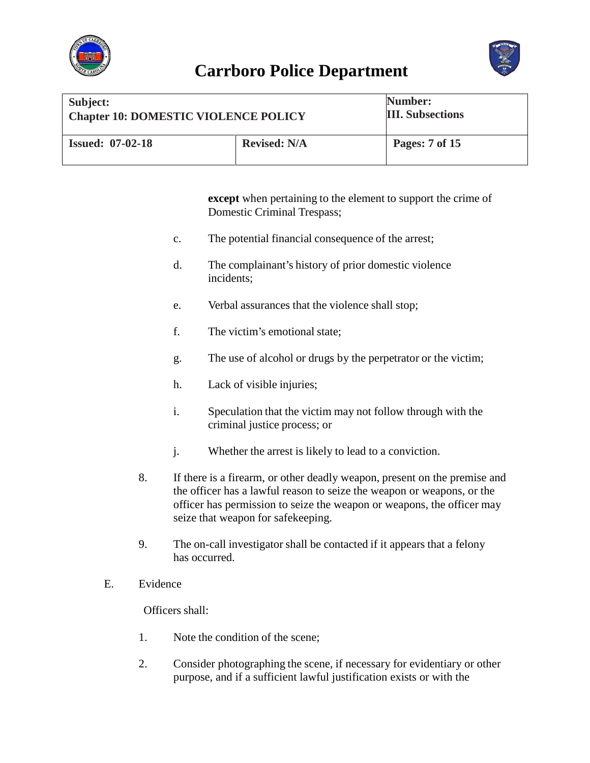**except** when pertaining to the element to support the crime of Domestic Criminal Trespass;

c. The potential financial consequence of the arrest;

d. The complainant's history of prior domestic violence incidents;

e. Verbal assurances that the violence shall stop;

f. The victim's emotional state;

g. The use of alcohol or drugs by the perpetrator or the victim;

h. Lack of visible injuries;

i. Speculation that the victim may not follow through with the criminal justice process; or

j. Whether the arrest is likely to lead to a conviction.

8. If there is a firearm, or other deadly weapon, present on the premise and the officer has a lawful reason to seize the weapon or weapons, or the officer has permission to seize the weapon or weapons, the officer may seize that weapon for safekeeping.

9. The on-call investigator shall be contacted if it appears that a felony has occurred.

E. Evidence

Officers shall:

1. Note the condition of the scene;

2. Consider photographing the scene, if necessary for evidentiary or other purpose, and if a sufficient lawful justification exists or with the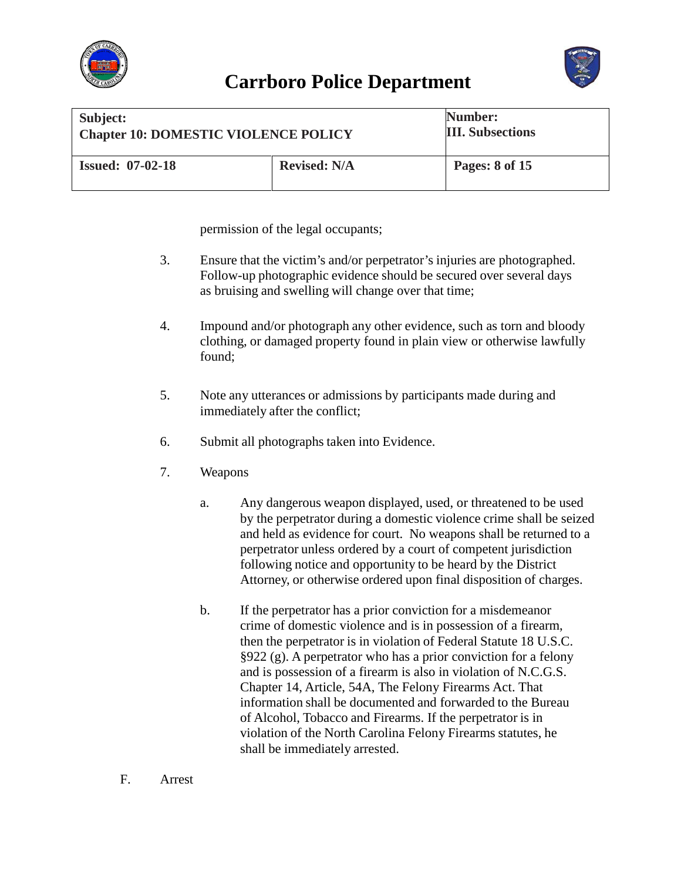permission of the legal occupants;

3. Ensure that the victim's and/or perpetrator's injuries are photographed. Follow-up photographic evidence should be secured over several days as bruising and swelling will change over that time;

4. Impound and/or photograph any other evidence, such as torn and bloody clothing, or damaged property found in plain view or otherwise lawfully found;

5. Note any utterances or admissions by participants made during and immediately after the conflict;

6. Submit all photographs taken into Evidence.

7. Weapons

   a. Any dangerous weapon displayed, used, or threatened to be used by the perpetrator during a domestic violence crime shall be seized and held as evidence for court. No weapons shall be returned to a perpetrator unless ordered by a court of competent jurisdiction following notice and opportunity to be heard by the District Attorney, or otherwise ordered upon final disposition of charges.

   b. If the perpetrator has a prior conviction for a misdemeanor crime of domestic violence and is in possession of a firearm, then the perpetrator is in violation of Federal Statute 18 U.S.C. §922 (g). A perpetrator who has a prior conviction for a felony and is possession of a firearm is also in violation of N.C.G.S. Chapter 14, Article, 54A, The Felony Firearms Act. That information shall be documented and forwarded to the Bureau of Alcohol, Tobacco and Firearms. If the perpetrator is in violation of the North Carolina Felony Firearms statutes, he shall be immediately arrested.

F. Arrest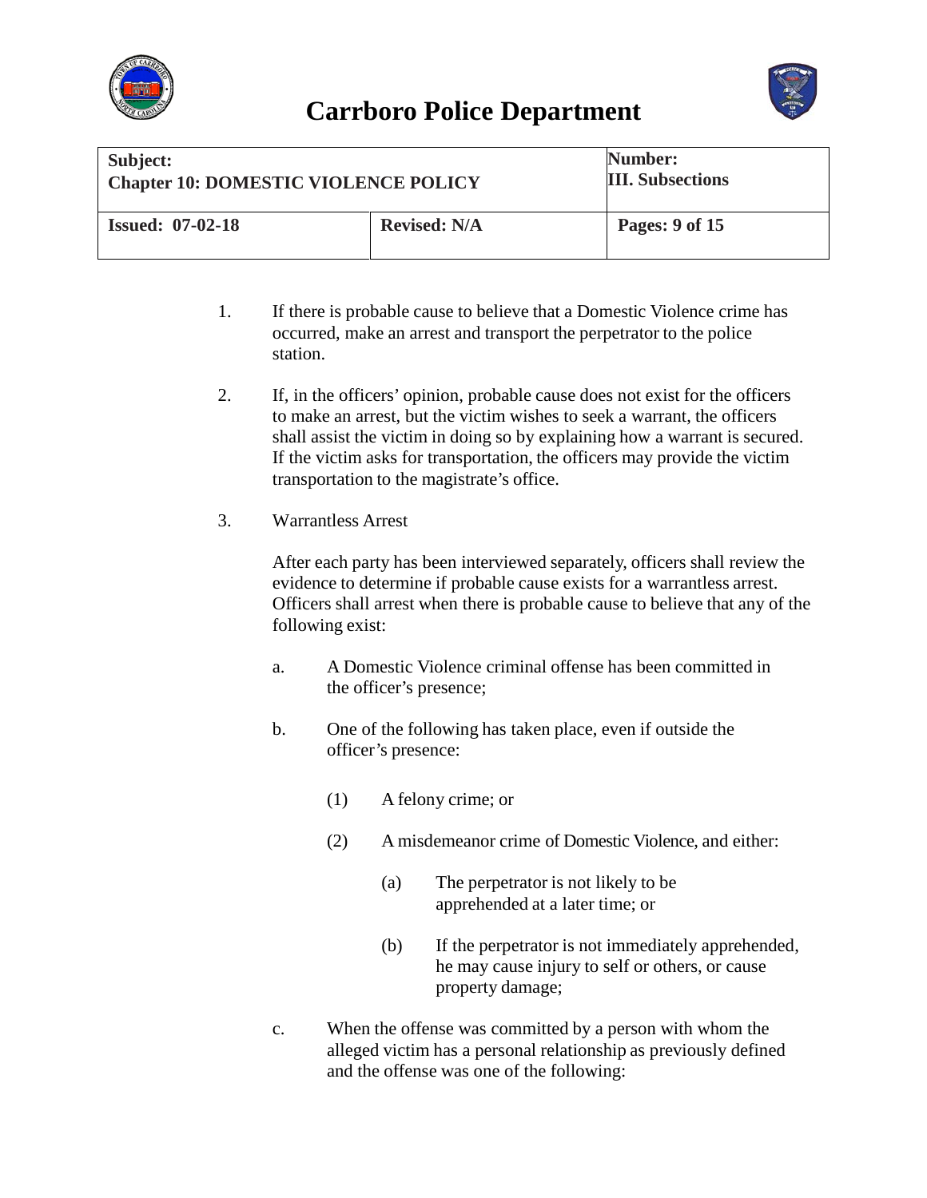1. If there is probable cause to believe that a Domestic Violence crime has occurred, make an arrest and transport the perpetrator to the police station.

2. If, in the officers' opinion, probable cause does not exist for the officers to make an arrest, but the victim wishes to seek a warrant, the officers shall assist the victim in doing so by explaining how a warrant is secured. If the victim asks for transportation, the officers may provide the victim transportation to the magistrate's office.

3. Warrantless Arrest

   After each party has been interviewed separately, officers shall review the evidence to determine if probable cause exists for a warrantless arrest. Officers shall arrest when there is probable cause to believe that any of the following exist:

   a. A Domestic Violence criminal offense has been committed in the officer's presence;

   b. One of the following has taken place, even if outside the officer's presence:

      (1) A felony crime; or

      (2) A misdemeanor crime of Domestic Violence, and either:

         (a) The perpetrator is not likely to be apprehended at a later time; or

         (b) If the perpetrator is not immediately apprehended, he may cause injury to self or others, or cause property damage;

   c. When the offense was committed by a person with whom the alleged victim has a personal relationship as previously defined and the offense was one of the following: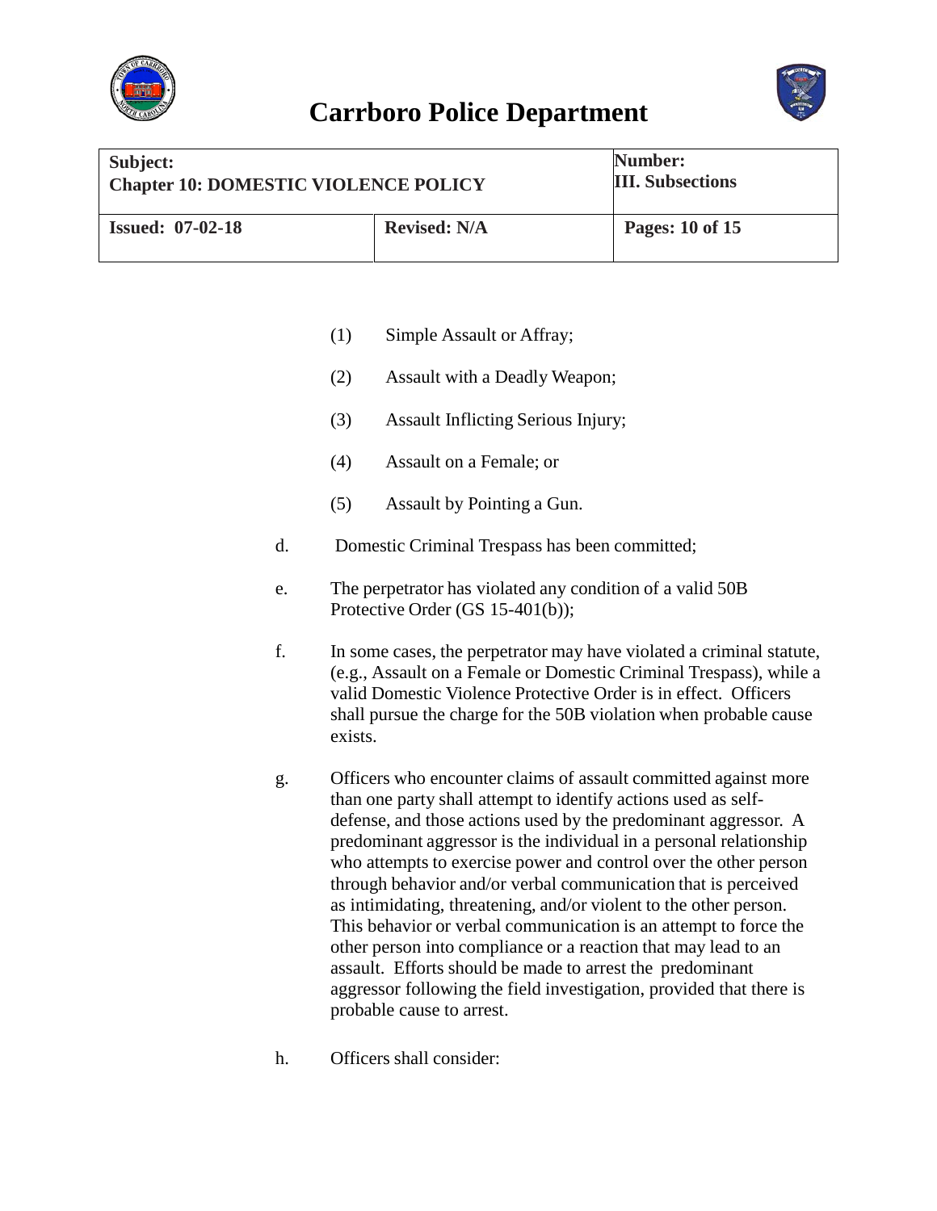(1) Simple Assault or Affray;

(2) Assault with a Deadly Weapon;

(3) Assault Inflicting Serious Injury;

(4) Assault on a Female; or

(5) Assault by Pointing a Gun.

d. Domestic Criminal Trespass has been committed;

e. The perpetrator has violated any condition of a valid 50B Protective Order (GS 15-401(b));

f. In some cases, the perpetrator may have violated a criminal statute, (e.g., Assault on a Female or Domestic Criminal Trespass), while a valid Domestic Violence Protective Order is in effect. Officers shall pursue the charge for the 50B violation when probable cause exists.

g. Officers who encounter claims of assault committed against more than one party shall attempt to identify actions used as self-defense, and those actions used by the predominant aggressor. A predominant aggressor is the individual in a personal relationship who attempts to exercise power and control over the other person through behavior and/or verbal communication that is perceived as intimidating, threatening, and/or violent to the other person. This behavior or verbal communication is an attempt to force the other person into compliance or a reaction that may lead to an assault. Efforts should be made to arrest the predominant aggressor following the field investigation, provided that there is probable cause to arrest.

h. Officers shall consider: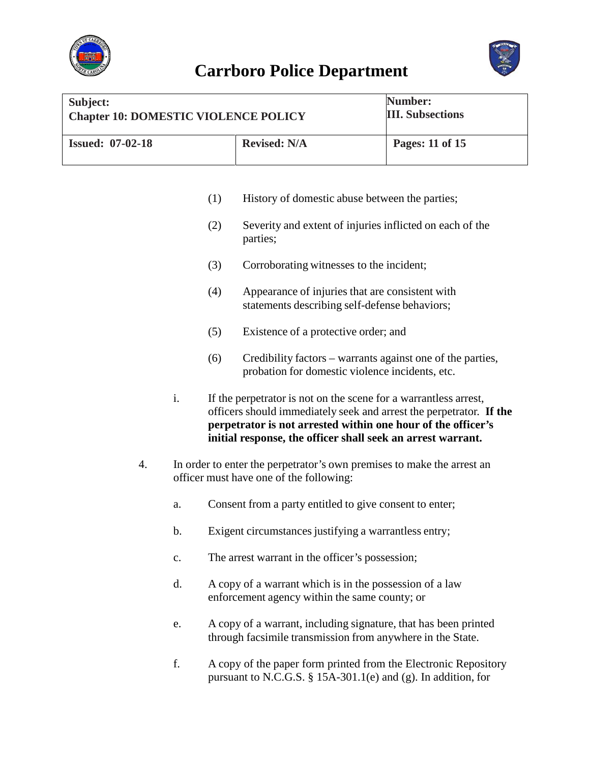(1) History of domestic abuse between the parties;

(2) Severity and extent of injuries inflicted on each of the parties;

(3) Corroborating witnesses to the incident;

(4) Appearance of injuries that are consistent with statements describing self-defense behaviors;

(5) Existence of a protective order; and

(6) Credibility factors – warrants against one of the parties, probation for domestic violence incidents, etc.

i. If the perpetrator is not on the scene for a warrantless arrest, officers should immediately seek and arrest the perpetrator. **If the perpetrator is not arrested within one hour of the officer's initial response, the officer shall seek an arrest warrant.**

4. In order to enter the perpetrator's own premises to make the arrest an officer must have one of the following:

   a. Consent from a party entitled to give consent to enter;

   b. Exigent circumstances justifying a warrantless entry;

   c. The arrest warrant in the officer's possession;

   d. A copy of a warrant which is in the possession of a law enforcement agency within the same county; or

   e. A copy of a warrant, including signature, that has been printed through facsimile transmission from anywhere in the State.

   f. A copy of the paper form printed from the Electronic Repository pursuant to N.C.G.S. § 15A-301.1(e) and (g). In addition, for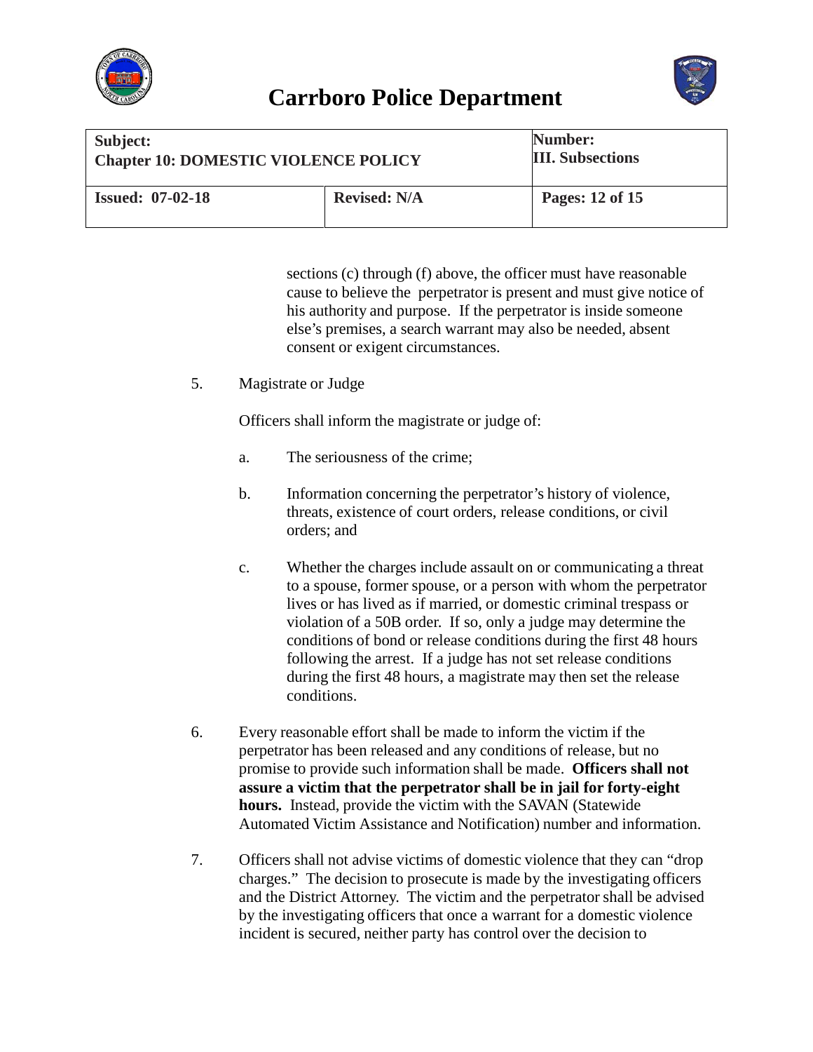sections (c) through (f) above, the officer must have reasonable cause to believe the perpetrator is present and must give notice of his authority and purpose. If the perpetrator is inside someone else's premises, a search warrant may also be needed, absent consent or exigent circumstances.

5. Magistrate or Judge

   Officers shall inform the magistrate or judge of:

   a. The seriousness of the crime;

   b. Information concerning the perpetrator's history of violence, threats, existence of court orders, release conditions, or civil orders; and

   c. Whether the charges include assault on or communicating a threat to a spouse, former spouse, or a person with whom the perpetrator lives or has lived as if married, or domestic criminal trespass or violation of a 50B order. If so, only a judge may determine the conditions of bond or release conditions during the first 48 hours following the arrest. If a judge has not set release conditions during the first 48 hours, a magistrate may then set the release conditions.

6. Every reasonable effort shall be made to inform the victim if the perpetrator has been released and any conditions of release, but no promise to provide such information shall be made. **Officers shall not assure a victim that the perpetrator shall be in jail for forty-eight hours.** Instead, provide the victim with the SAVAN (Statewide Automated Victim Assistance and Notification) number and information.

7. Officers shall not advise victims of domestic violence that they can "drop charges." The decision to prosecute is made by the investigating officers and the District Attorney. The victim and the perpetrator shall be advised by the investigating officers that once a warrant for a domestic violence incident is secured, neither party has control over the decision to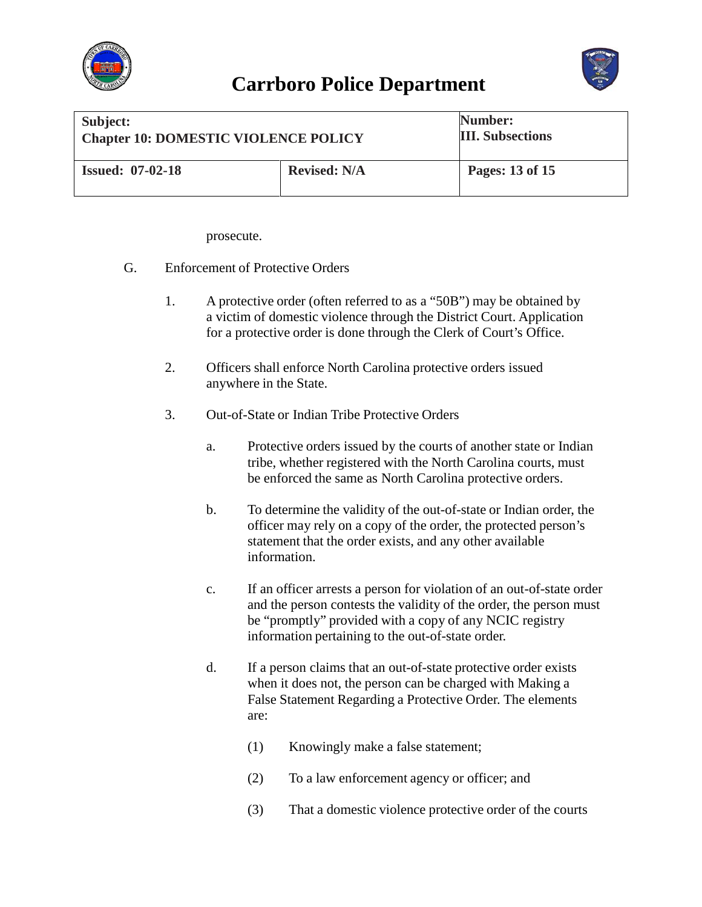prosecute.

G. Enforcement of Protective Orders

1. A protective order (often referred to as a "50B") may be obtained by a victim of domestic violence through the District Court. Application for a protective order is done through the Clerk of Court's Office.

2. Officers shall enforce North Carolina protective orders issued anywhere in the State.

3. Out-of-State or Indian Tribe Protective Orders

   a. Protective orders issued by the courts of another state or Indian tribe, whether registered with the North Carolina courts, must be enforced the same as North Carolina protective orders.

   b. To determine the validity of the out-of-state or Indian order, the officer may rely on a copy of the order, the protected person's statement that the order exists, and any other available information.

   c. If an officer arrests a person for violation of an out-of-state order and the person contests the validity of the order, the person must be "promptly" provided with a copy of any NCIC registry information pertaining to the out-of-state order.

   d. If a person claims that an out-of-state protective order exists when it does not, the person can be charged with Making a False Statement Regarding a Protective Order. The elements are:

      (1) Knowingly make a false statement;

      (2) To a law enforcement agency or officer; and

      (3) That a domestic violence protective order of the courts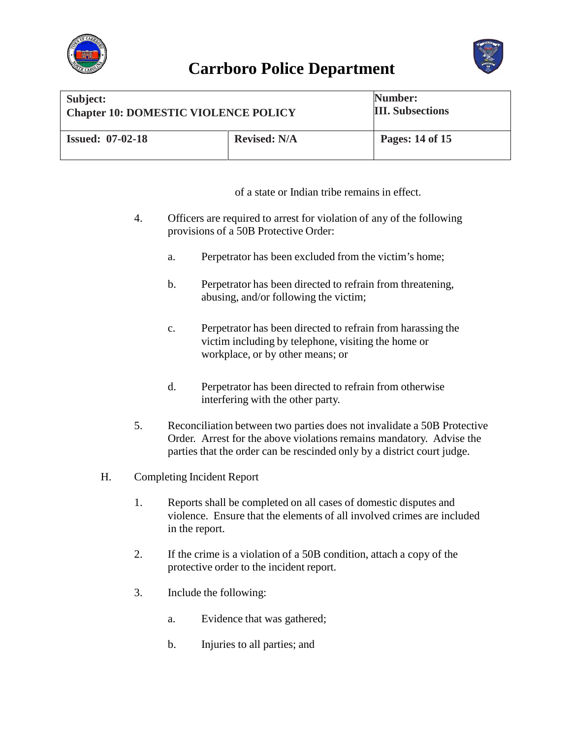of a state or Indian tribe remains in effect.

4. Officers are required to arrest for violation of any of the following provisions of a 50B Protective Order:

   a. Perpetrator has been excluded from the victim's home;

   b. Perpetrator has been directed to refrain from threatening, abusing, and/or following the victim;

   c. Perpetrator has been directed to refrain from harassing the victim including by telephone, visiting the home or workplace, or by other means; or

   d. Perpetrator has been directed to refrain from otherwise interfering with the other party.

5. Reconciliation between two parties does not invalidate a 50B Protective Order. Arrest for the above violations remains mandatory. Advise the parties that the order can be rescinded only by a district court judge.

H. Completing Incident Report

1. Reports shall be completed on all cases of domestic disputes and violence. Ensure that the elements of all involved crimes are included in the report.

2. If the crime is a violation of a 50B condition, attach a copy of the protective order to the incident report.

3. Include the following:

   a. Evidence that was gathered;

   b. Injuries to all parties; and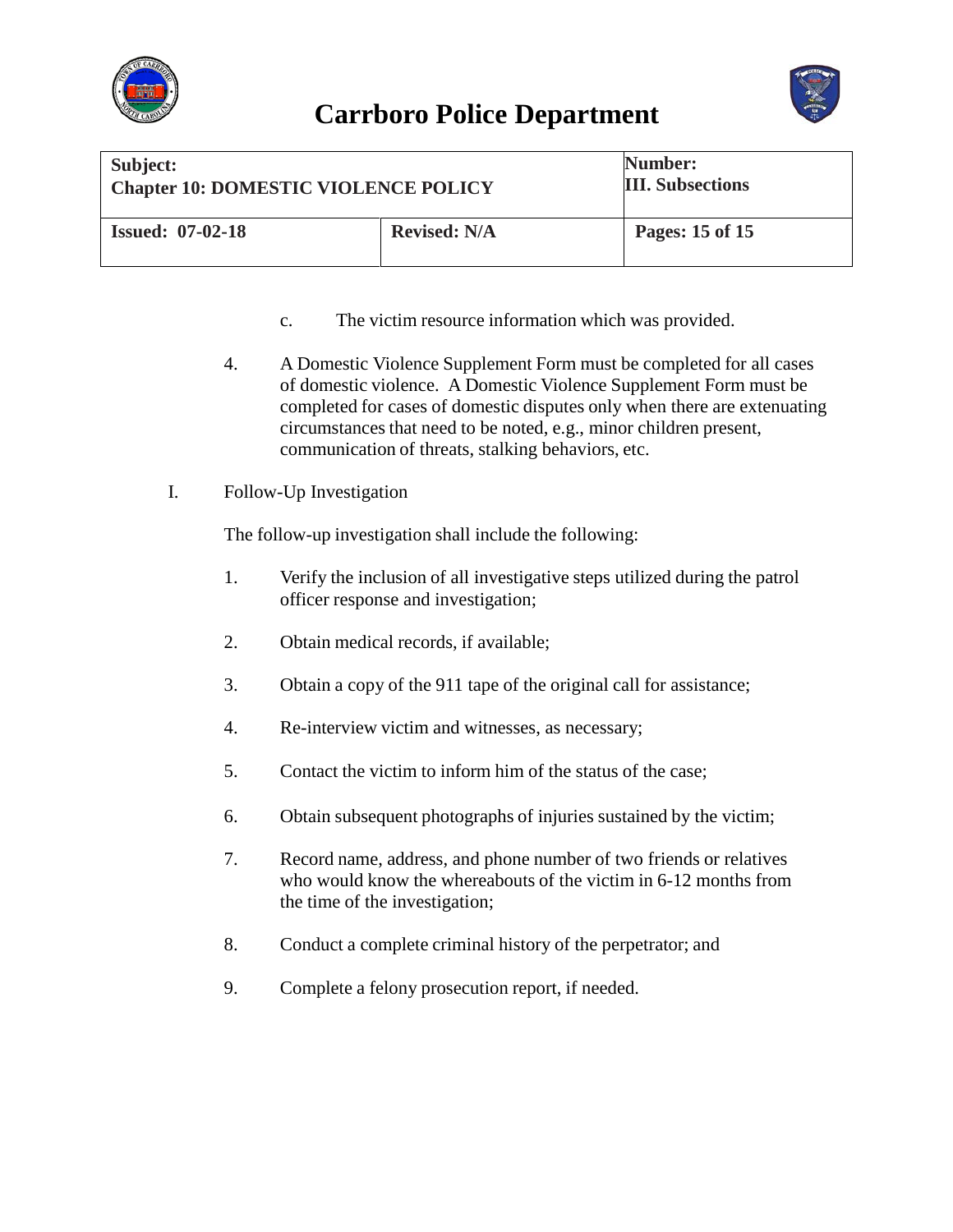c. The victim resource information which was provided.

4. A Domestic Violence Supplement Form must be completed for all cases of domestic violence. A Domestic Violence Supplement Form must be completed for cases of domestic disputes only when there are extenuating circumstances that need to be noted, e.g., minor children present, communication of threats, stalking behaviors, etc.

I. Follow-Up Investigation

The follow-up investigation shall include the following:

1. Verify the inclusion of all investigative steps utilized during the patrol officer response and investigation;

2. Obtain medical records, if available;

3. Obtain a copy of the 911 tape of the original call for assistance;

4. Re-interview victim and witnesses, as necessary;

5. Contact the victim to inform him of the status of the case;

6. Obtain subsequent photographs of injuries sustained by the victim;

7. Record name, address, and phone number of two friends or relatives who would know the whereabouts of the victim in 6-12 months from the time of the investigation;

8. Conduct a complete criminal history of the perpetrator; and

9. Complete a felony prosecution report, if needed.